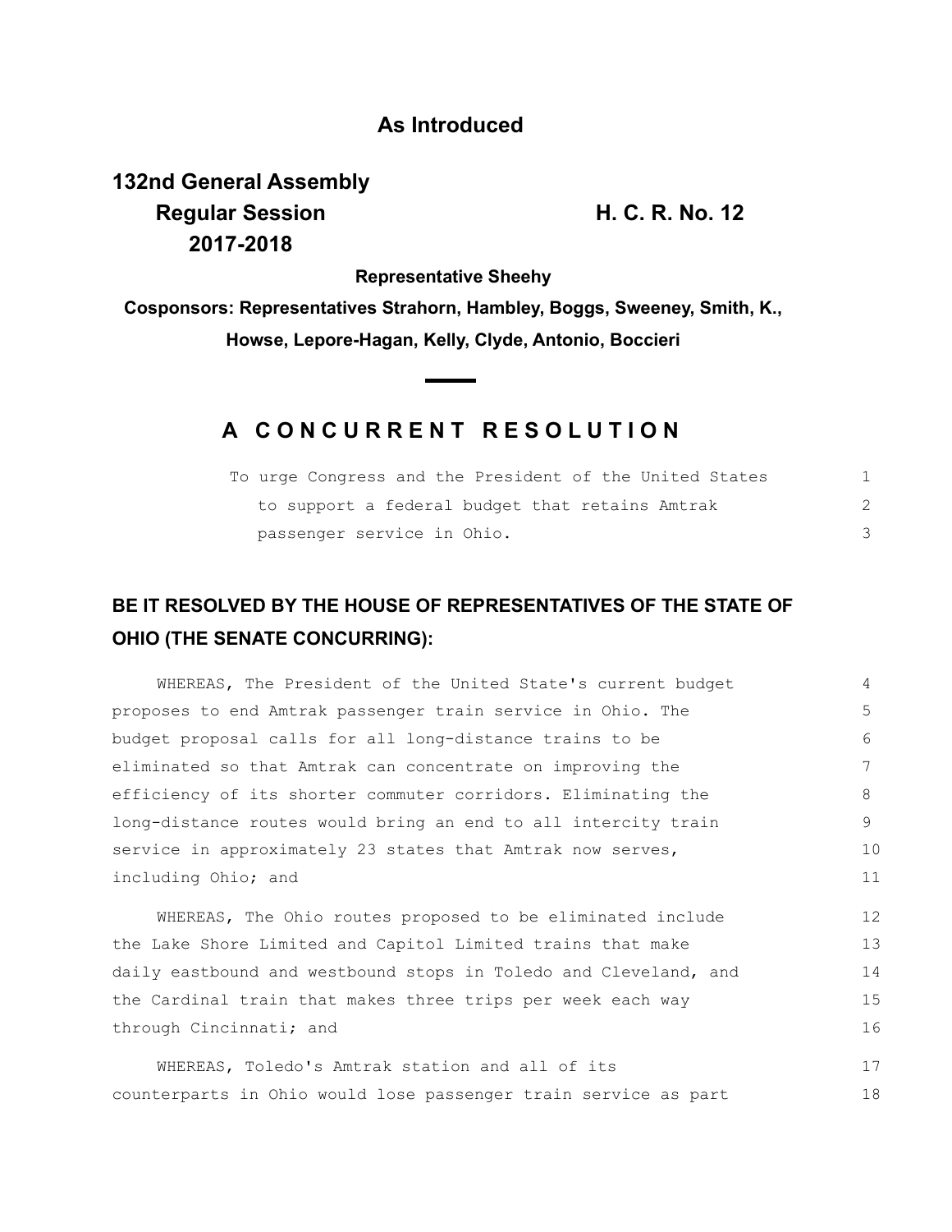# As Introduced

**132nd General Assembly**
**Regular Session** **H. C. R. No. 12**
**2017-2018**

**Representative Sheehy**

**Cosponsors: Representatives Strahorn, Hambley, Boggs, Sweeney, Smith, K., Howse, Lepore-Hagan, Kelly, Clyde, Antonio, Boccieri**

## A CONCURRENT RESOLUTION

To urge Congress and the President of the United States to support a federal budget that retains Amtrak passenger service in Ohio.

**BE IT RESOLVED BY THE HOUSE OF REPRESENTATIVES OF THE STATE OF OHIO (THE SENATE CONCURRING):**

WHEREAS, The President of the United State's current budget proposes to end Amtrak passenger train service in Ohio. The budget proposal calls for all long-distance trains to be eliminated so that Amtrak can concentrate on improving the efficiency of its shorter commuter corridors. Eliminating the long-distance routes would bring an end to all intercity train service in approximately 23 states that Amtrak now serves, including Ohio; and

WHEREAS, The Ohio routes proposed to be eliminated include the Lake Shore Limited and Capitol Limited trains that make daily eastbound and westbound stops in Toledo and Cleveland, and the Cardinal train that makes three trips per week each way through Cincinnati; and

WHEREAS, Toledo's Amtrak station and all of its counterparts in Ohio would lose passenger train service as part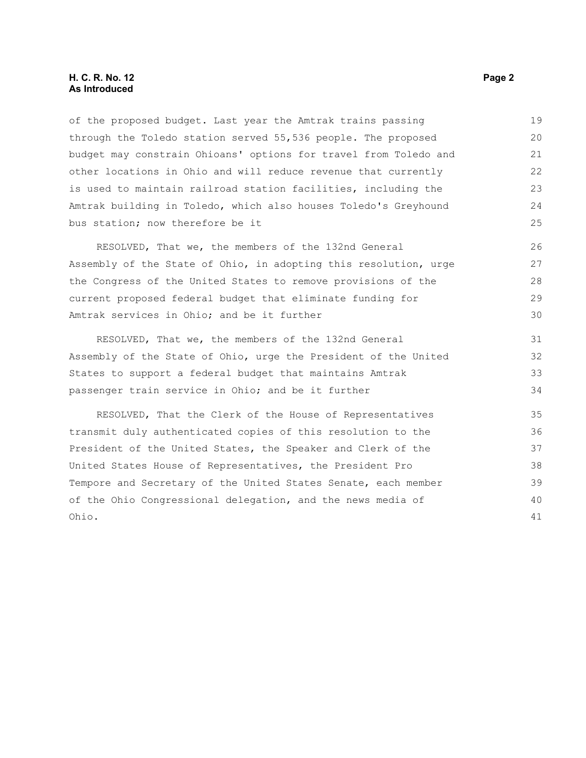of the proposed budget. Last year the Amtrak trains passing through the Toledo station served 55,536 people. The proposed budget may constrain Ohioans' options for travel from Toledo and other locations in Ohio and will reduce revenue that currently is used to maintain railroad station facilities, including the Amtrak building in Toledo, which also houses Toledo's Greyhound bus station; now therefore be it

RESOLVED, That we, the members of the 132nd General Assembly of the State of Ohio, in adopting this resolution, urge the Congress of the United States to remove provisions of the current proposed federal budget that eliminate funding for Amtrak services in Ohio; and be it further

RESOLVED, That we, the members of the 132nd General Assembly of the State of Ohio, urge the President of the United States to support a federal budget that maintains Amtrak passenger train service in Ohio; and be it further

RESOLVED, That the Clerk of the House of Representatives transmit duly authenticated copies of this resolution to the President of the United States, the Speaker and Clerk of the United States House of Representatives, the President Pro Tempore and Secretary of the United States Senate, each member of the Ohio Congressional delegation, and the news media of Ohio.